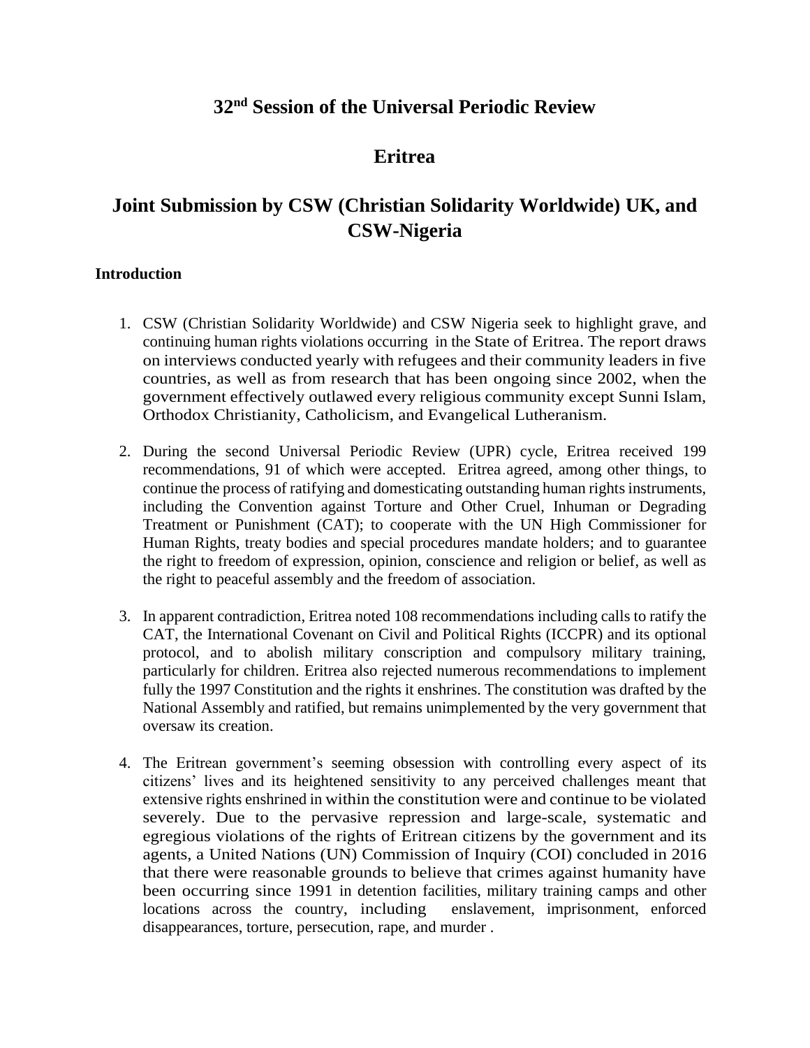# 32nd Session of the Universal Periodic Review

# Eritrea

# Joint Submission by CSW (Christian Solidarity Worldwide) UK, and CSW-Nigeria

### Introduction

1. CSW (Christian Solidarity Worldwide) and CSW Nigeria seek to highlight grave, and continuing human rights violations occurring in the State of Eritrea. The report draws on interviews conducted yearly with refugees and their community leaders in five countries, as well as from research that has been ongoing since 2002, when the government effectively outlawed every religious community except Sunni Islam, Orthodox Christianity, Catholicism, and Evangelical Lutheranism.

2. During the second Universal Periodic Review (UPR) cycle, Eritrea received 199 recommendations, 91 of which were accepted. Eritrea agreed, among other things, to continue the process of ratifying and domesticating outstanding human rights instruments, including the Convention against Torture and Other Cruel, Inhuman or Degrading Treatment or Punishment (CAT); to cooperate with the UN High Commissioner for Human Rights, treaty bodies and special procedures mandate holders; and to guarantee the right to freedom of expression, opinion, conscience and religion or belief, as well as the right to peaceful assembly and the freedom of association.

3. In apparent contradiction, Eritrea noted 108 recommendations including calls to ratify the CAT, the International Covenant on Civil and Political Rights (ICCPR) and its optional protocol, and to abolish military conscription and compulsory military training, particularly for children. Eritrea also rejected numerous recommendations to implement fully the 1997 Constitution and the rights it enshrines. The constitution was drafted by the National Assembly and ratified, but remains unimplemented by the very government that oversaw its creation.

4. The Eritrean government's seeming obsession with controlling every aspect of its citizens' lives and its heightened sensitivity to any perceived challenges meant that extensive rights enshrined in within the constitution were and continue to be violated severely. Due to the pervasive repression and large-scale, systematic and egregious violations of the rights of Eritrean citizens by the government and its agents, a United Nations (UN) Commission of Inquiry (COI) concluded in 2016 that there were reasonable grounds to believe that crimes against humanity have been occurring since 1991 in detention facilities, military training camps and other locations across the country, including enslavement, imprisonment, enforced disappearances, torture, persecution, rape, and murder .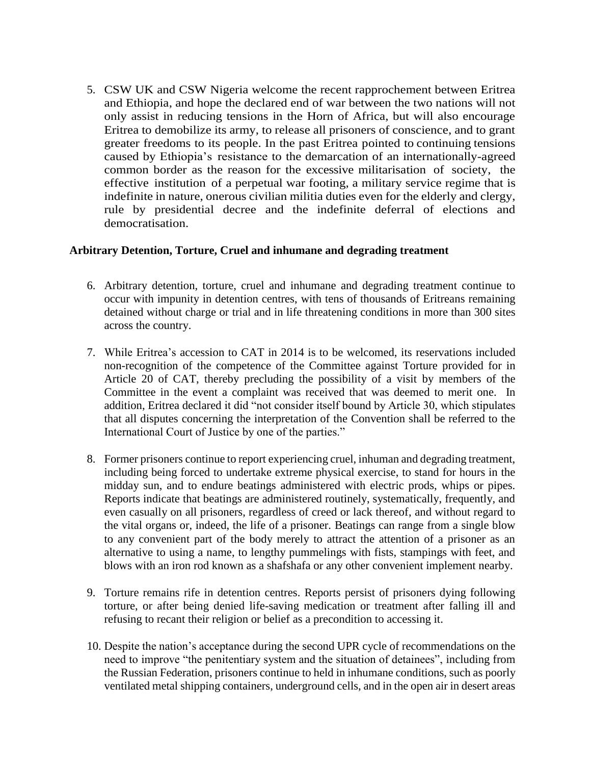5. CSW UK and CSW Nigeria welcome the recent rapprochement between Eritrea and Ethiopia, and hope the declared end of war between the two nations will not only assist in reducing tensions in the Horn of Africa, but will also encourage Eritrea to demobilize its army, to release all prisoners of conscience, and to grant greater freedoms to its people. In the past Eritrea pointed to continuing tensions caused by Ethiopia's resistance to the demarcation of an internationally-agreed common border as the reason for the excessive militarisation of society, the effective institution of a perpetual war footing, a military service regime that is indefinite in nature, onerous civilian militia duties even for the elderly and clergy, rule by presidential decree and the indefinite deferral of elections and democratisation.

**Arbitrary Detention, Torture, Cruel and inhumane and degrading treatment**

6. Arbitrary detention, torture, cruel and inhumane and degrading treatment continue to occur with impunity in detention centres, with tens of thousands of Eritreans remaining detained without charge or trial and in life threatening conditions in more than 300 sites across the country.

7. While Eritrea's accession to CAT in 2014 is to be welcomed, its reservations included non-recognition of the competence of the Committee against Torture provided for in Article 20 of CAT, thereby precluding the possibility of a visit by members of the Committee in the event a complaint was received that was deemed to merit one. In addition, Eritrea declared it did "not consider itself bound by Article 30, which stipulates that all disputes concerning the interpretation of the Convention shall be referred to the International Court of Justice by one of the parties."

8. Former prisoners continue to report experiencing cruel, inhuman and degrading treatment, including being forced to undertake extreme physical exercise, to stand for hours in the midday sun, and to endure beatings administered with electric prods, whips or pipes. Reports indicate that beatings are administered routinely, systematically, frequently, and even casually on all prisoners, regardless of creed or lack thereof, and without regard to the vital organs or, indeed, the life of a prisoner. Beatings can range from a single blow to any convenient part of the body merely to attract the attention of a prisoner as an alternative to using a name, to lengthy pummelings with fists, stampings with feet, and blows with an iron rod known as a shafshafa or any other convenient implement nearby.

9. Torture remains rife in detention centres. Reports persist of prisoners dying following torture, or after being denied life-saving medication or treatment after falling ill and refusing to recant their religion or belief as a precondition to accessing it.

10. Despite the nation's acceptance during the second UPR cycle of recommendations on the need to improve "the penitentiary system and the situation of detainees", including from the Russian Federation, prisoners continue to held in inhumane conditions, such as poorly ventilated metal shipping containers, underground cells, and in the open air in desert areas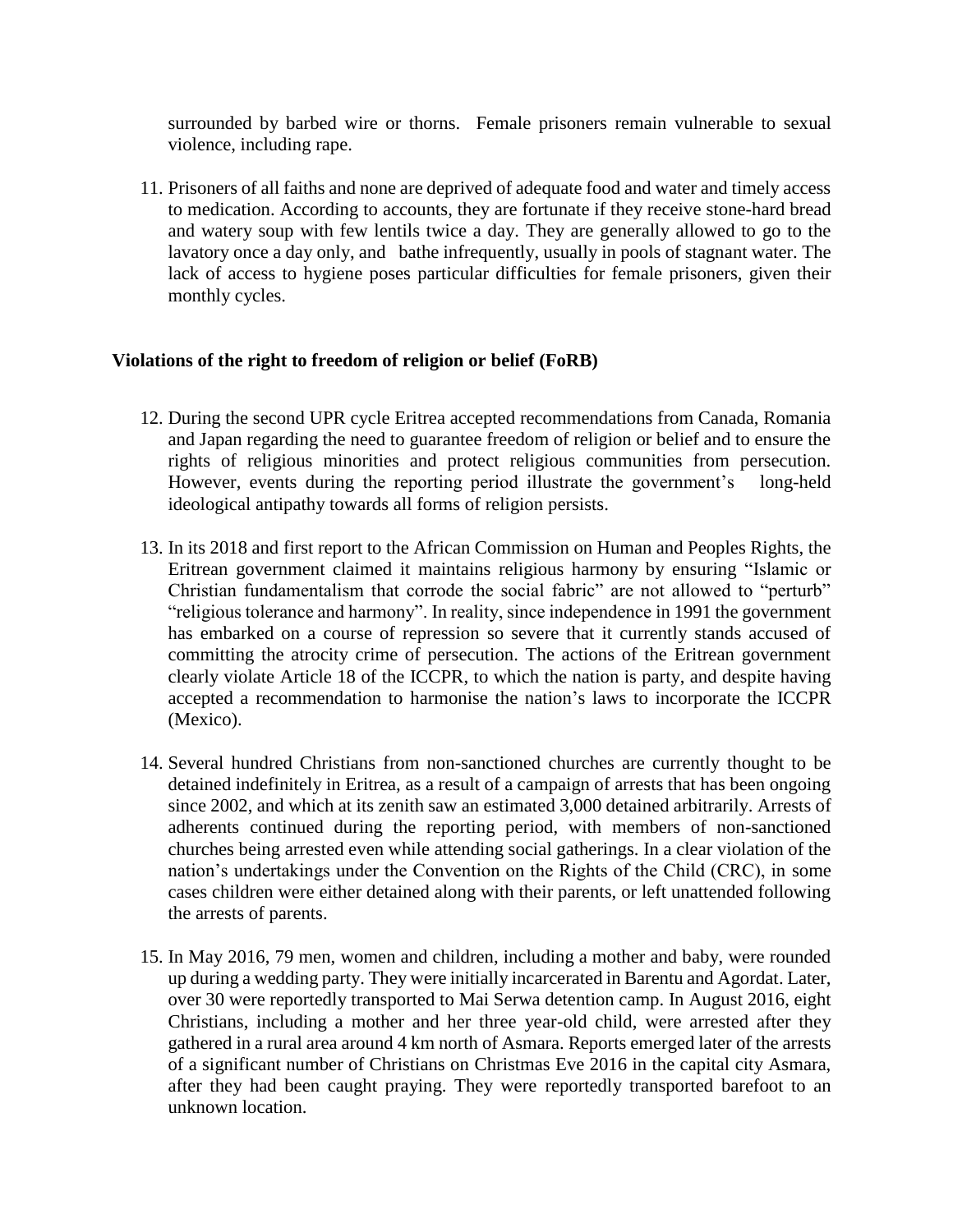surrounded by barbed wire or thorns. Female prisoners remain vulnerable to sexual violence, including rape.

11. Prisoners of all faiths and none are deprived of adequate food and water and timely access to medication. According to accounts, they are fortunate if they receive stone-hard bread and watery soup with few lentils twice a day. They are generally allowed to go to the lavatory once a day only, and bathe infrequently, usually in pools of stagnant water. The lack of access to hygiene poses particular difficulties for female prisoners, given their monthly cycles.

**Violations of the right to freedom of religion or belief (FoRB)**

12. During the second UPR cycle Eritrea accepted recommendations from Canada, Romania and Japan regarding the need to guarantee freedom of religion or belief and to ensure the rights of religious minorities and protect religious communities from persecution. However, events during the reporting period illustrate the government's long-held ideological antipathy towards all forms of religion persists.

13. In its 2018 and first report to the African Commission on Human and Peoples Rights, the Eritrean government claimed it maintains religious harmony by ensuring "Islamic or Christian fundamentalism that corrode the social fabric" are not allowed to "perturb" "religious tolerance and harmony". In reality, since independence in 1991 the government has embarked on a course of repression so severe that it currently stands accused of committing the atrocity crime of persecution. The actions of the Eritrean government clearly violate Article 18 of the ICCPR, to which the nation is party, and despite having accepted a recommendation to harmonise the nation's laws to incorporate the ICCPR (Mexico).

14. Several hundred Christians from non-sanctioned churches are currently thought to be detained indefinitely in Eritrea, as a result of a campaign of arrests that has been ongoing since 2002, and which at its zenith saw an estimated 3,000 detained arbitrarily. Arrests of adherents continued during the reporting period, with members of non-sanctioned churches being arrested even while attending social gatherings. In a clear violation of the nation's undertakings under the Convention on the Rights of the Child (CRC), in some cases children were either detained along with their parents, or left unattended following the arrests of parents.

15. In May 2016, 79 men, women and children, including a mother and baby, were rounded up during a wedding party. They were initially incarcerated in Barentu and Agordat. Later, over 30 were reportedly transported to Mai Serwa detention camp. In August 2016, eight Christians, including a mother and her three year-old child, were arrested after they gathered in a rural area around 4 km north of Asmara. Reports emerged later of the arrests of a significant number of Christians on Christmas Eve 2016 in the capital city Asmara, after they had been caught praying. They were reportedly transported barefoot to an unknown location.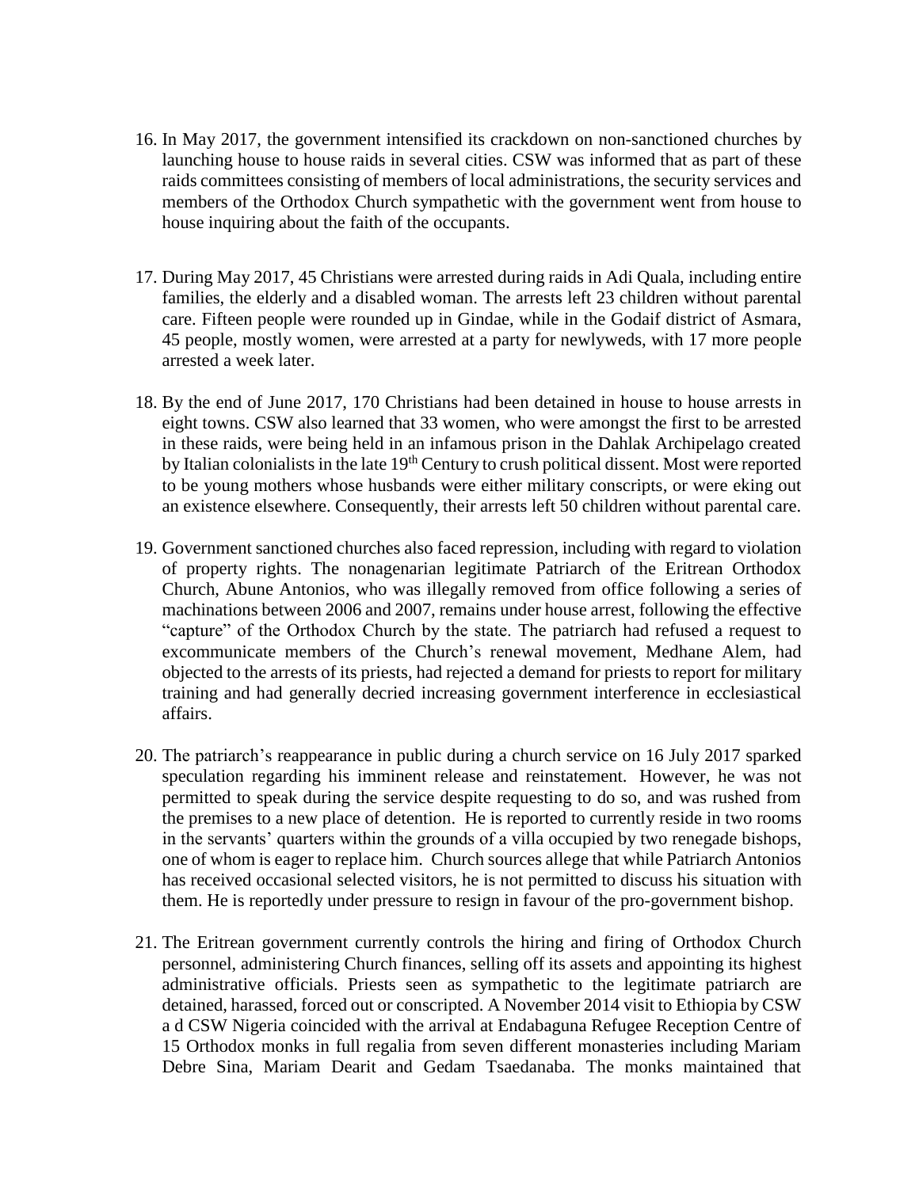16. In May 2017, the government intensified its crackdown on non-sanctioned churches by launching house to house raids in several cities. CSW was informed that as part of these raids committees consisting of members of local administrations, the security services and members of the Orthodox Church sympathetic with the government went from house to house inquiring about the faith of the occupants.

17. During May 2017, 45 Christians were arrested during raids in Adi Quala, including entire families, the elderly and a disabled woman. The arrests left 23 children without parental care. Fifteen people were rounded up in Gindae, while in the Godaif district of Asmara, 45 people, mostly women, were arrested at a party for newlyweds, with 17 more people arrested a week later.

18. By the end of June 2017, 170 Christians had been detained in house to house arrests in eight towns. CSW also learned that 33 women, who were amongst the first to be arrested in these raids, were being held in an infamous prison in the Dahlak Archipelago created by Italian colonialists in the late 19th Century to crush political dissent. Most were reported to be young mothers whose husbands were either military conscripts, or were eking out an existence elsewhere. Consequently, their arrests left 50 children without parental care.

19. Government sanctioned churches also faced repression, including with regard to violation of property rights. The nonagenarian legitimate Patriarch of the Eritrean Orthodox Church, Abune Antonios, who was illegally removed from office following a series of machinations between 2006 and 2007, remains under house arrest, following the effective "capture" of the Orthodox Church by the state. The patriarch had refused a request to excommunicate members of the Church's renewal movement, Medhane Alem, had objected to the arrests of its priests, had rejected a demand for priests to report for military training and had generally decried increasing government interference in ecclesiastical affairs.

20. The patriarch's reappearance in public during a church service on 16 July 2017 sparked speculation regarding his imminent release and reinstatement. However, he was not permitted to speak during the service despite requesting to do so, and was rushed from the premises to a new place of detention. He is reported to currently reside in two rooms in the servants' quarters within the grounds of a villa occupied by two renegade bishops, one of whom is eager to replace him. Church sources allege that while Patriarch Antonios has received occasional selected visitors, he is not permitted to discuss his situation with them. He is reportedly under pressure to resign in favour of the pro-government bishop.

21. The Eritrean government currently controls the hiring and firing of Orthodox Church personnel, administering Church finances, selling off its assets and appointing its highest administrative officials. Priests seen as sympathetic to the legitimate patriarch are detained, harassed, forced out or conscripted. A November 2014 visit to Ethiopia by CSW a d CSW Nigeria coincided with the arrival at Endabaguna Refugee Reception Centre of 15 Orthodox monks in full regalia from seven different monasteries including Mariam Debre Sina, Mariam Dearit and Gedam Tsaedanaba. The monks maintained that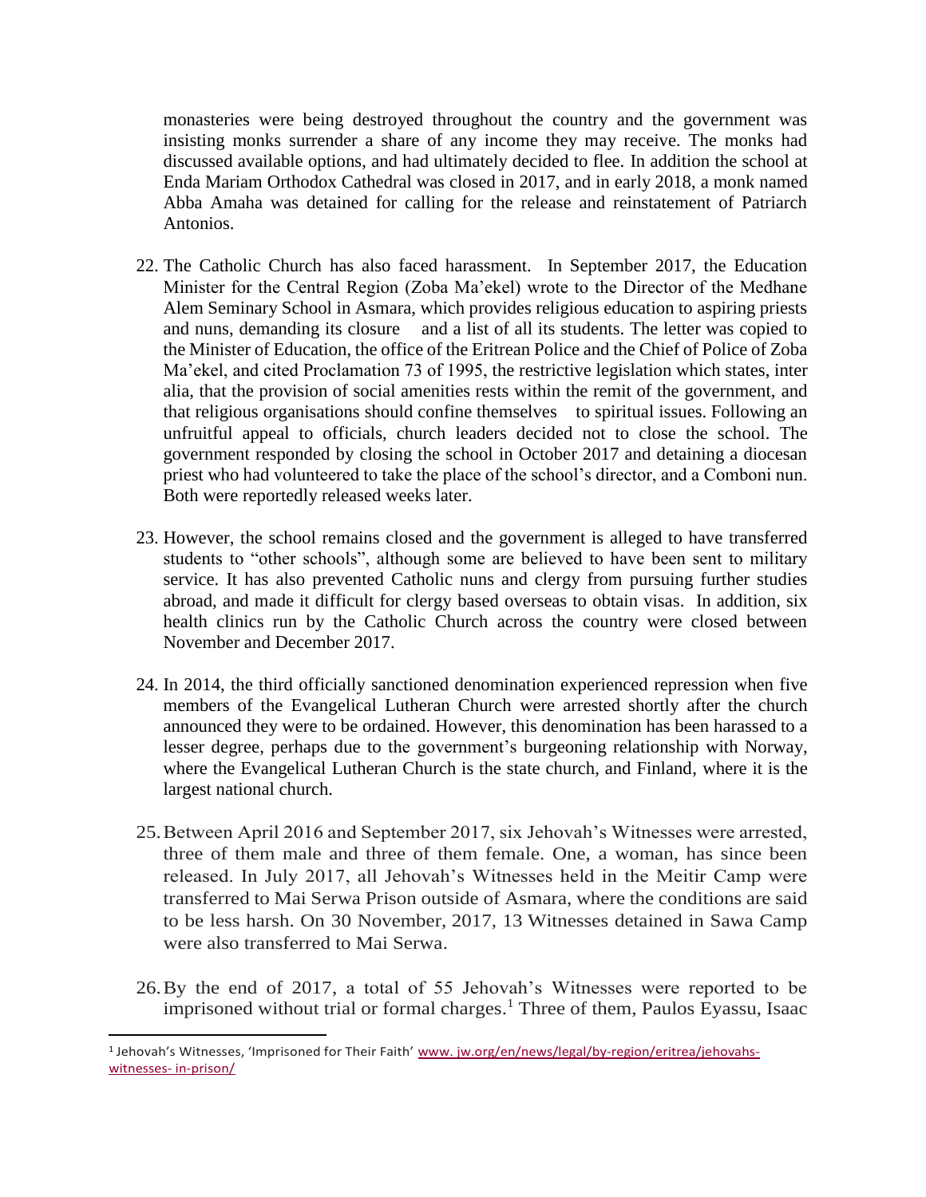monasteries were being destroyed throughout the country and the government was insisting monks surrender a share of any income they may receive. The monks had discussed available options, and had ultimately decided to flee. In addition the school at Enda Mariam Orthodox Cathedral was closed in 2017, and in early 2018, a monk named Abba Amaha was detained for calling for the release and reinstatement of Patriarch Antonios.

22. The Catholic Church has also faced harassment. In September 2017, the Education Minister for the Central Region (Zoba Ma'ekel) wrote to the Director of the Medhane Alem Seminary School in Asmara, which provides religious education to aspiring priests and nuns, demanding its closure and a list of all its students. The letter was copied to the Minister of Education, the office of the Eritrean Police and the Chief of Police of Zoba Ma'ekel, and cited Proclamation 73 of 1995, the restrictive legislation which states, inter alia, that the provision of social amenities rests within the remit of the government, and that religious organisations should confine themselves to spiritual issues. Following an unfruitful appeal to officials, church leaders decided not to close the school. The government responded by closing the school in October 2017 and detaining a diocesan priest who had volunteered to take the place of the school's director, and a Comboni nun. Both were reportedly released weeks later.

23. However, the school remains closed and the government is alleged to have transferred students to "other schools", although some are believed to have been sent to military service. It has also prevented Catholic nuns and clergy from pursuing further studies abroad, and made it difficult for clergy based overseas to obtain visas. In addition, six health clinics run by the Catholic Church across the country were closed between November and December 2017.

24. In 2014, the third officially sanctioned denomination experienced repression when five members of the Evangelical Lutheran Church were arrested shortly after the church announced they were to be ordained. However, this denomination has been harassed to a lesser degree, perhaps due to the government's burgeoning relationship with Norway, where the Evangelical Lutheran Church is the state church, and Finland, where it is the largest national church.

25. Between April 2016 and September 2017, six Jehovah's Witnesses were arrested, three of them male and three of them female. One, a woman, has since been released. In July 2017, all Jehovah's Witnesses held in the Meitir Camp were transferred to Mai Serwa Prison outside of Asmara, where the conditions are said to be less harsh. On 30 November, 2017, 13 Witnesses detained in Sawa Camp were also transferred to Mai Serwa.

26. By the end of 2017, a total of 55 Jehovah's Witnesses were reported to be imprisoned without trial or formal charges.[1] Three of them, Paulos Eyassu, Isaac

---

[1] Jehovah's Witnesses, 'Imprisoned for Their Faith' www. jw.org/en/news/legal/by-region/eritrea/jehovahs-witnesses- in-prison/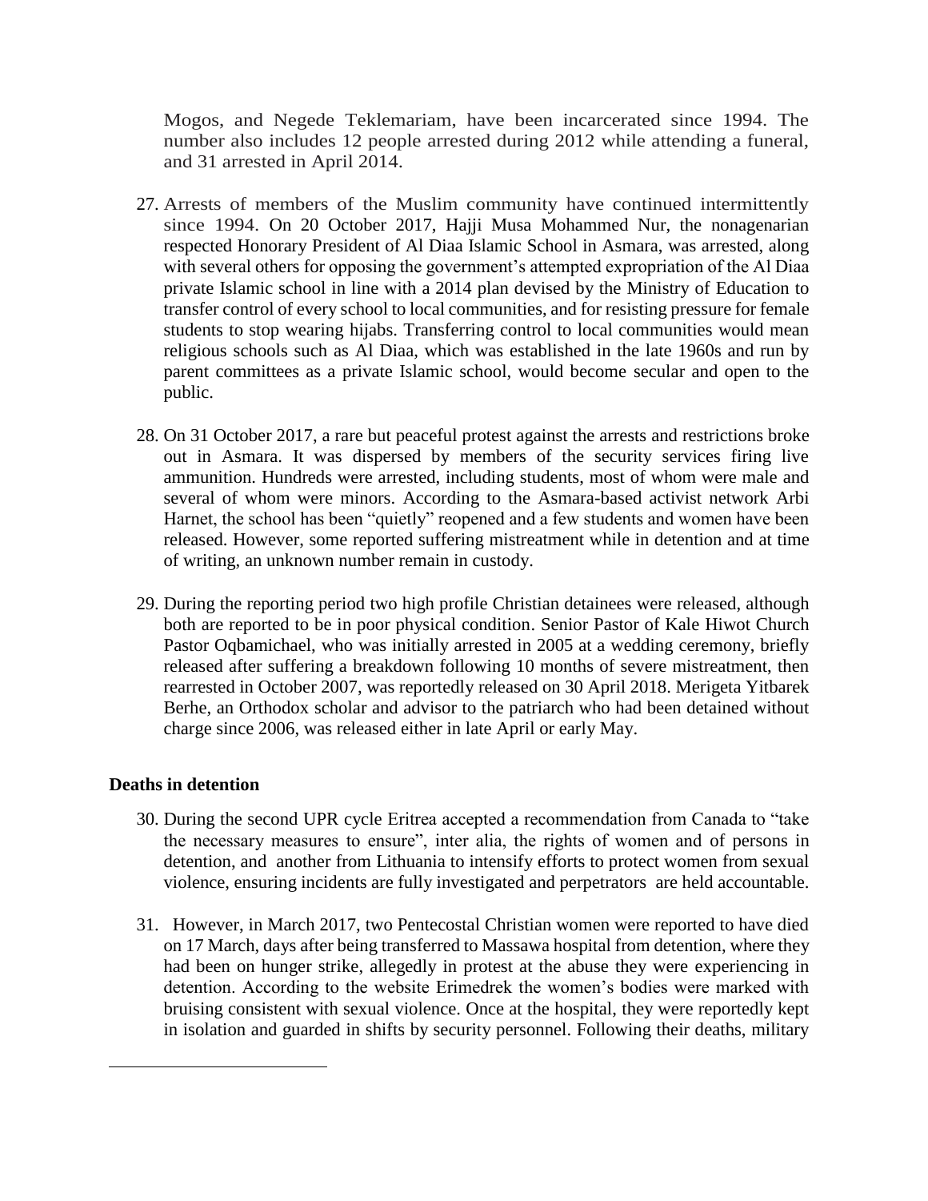Mogos, and Negede Teklemariam, have been incarcerated since 1994. The number also includes 12 people arrested during 2012 while attending a funeral, and 31 arrested in April 2014.

27. Arrests of members of the Muslim community have continued intermittently since 1994. On 20 October 2017, Hajji Musa Mohammed Nur, the nonagenarian respected Honorary President of Al Diaa Islamic School in Asmara, was arrested, along with several others for opposing the government's attempted expropriation of the Al Diaa private Islamic school in line with a 2014 plan devised by the Ministry of Education to transfer control of every school to local communities, and for resisting pressure for female students to stop wearing hijabs. Transferring control to local communities would mean religious schools such as Al Diaa, which was established in the late 1960s and run by parent committees as a private Islamic school, would become secular and open to the public.

28. On 31 October 2017, a rare but peaceful protest against the arrests and restrictions broke out in Asmara. It was dispersed by members of the security services firing live ammunition. Hundreds were arrested, including students, most of whom were male and several of whom were minors. According to the Asmara-based activist network Arbi Harnet, the school has been "quietly" reopened and a few students and women have been released. However, some reported suffering mistreatment while in detention and at time of writing, an unknown number remain in custody.

29. During the reporting period two high profile Christian detainees were released, although both are reported to be in poor physical condition. Senior Pastor of Kale Hiwot Church Pastor Oqbamichael, who was initially arrested in 2005 at a wedding ceremony, briefly released after suffering a breakdown following 10 months of severe mistreatment, then rearrested in October 2007, was reportedly released on 30 April 2018. Merigeta Yitbarek Berhe, an Orthodox scholar and advisor to the patriarch who had been detained without charge since 2006, was released either in late April or early May.

**Deaths in detention**

30. During the second UPR cycle Eritrea accepted a recommendation from Canada to "take the necessary measures to ensure", inter alia, the rights of women and of persons in detention, and another from Lithuania to intensify efforts to protect women from sexual violence, ensuring incidents are fully investigated and perpetrators are held accountable.

31. However, in March 2017, two Pentecostal Christian women were reported to have died on 17 March, days after being transferred to Massawa hospital from detention, where they had been on hunger strike, allegedly in protest at the abuse they were experiencing in detention. According to the website Erimedrek the women's bodies were marked with bruising consistent with sexual violence. Once at the hospital, they were reportedly kept in isolation and guarded in shifts by security personnel. Following their deaths, military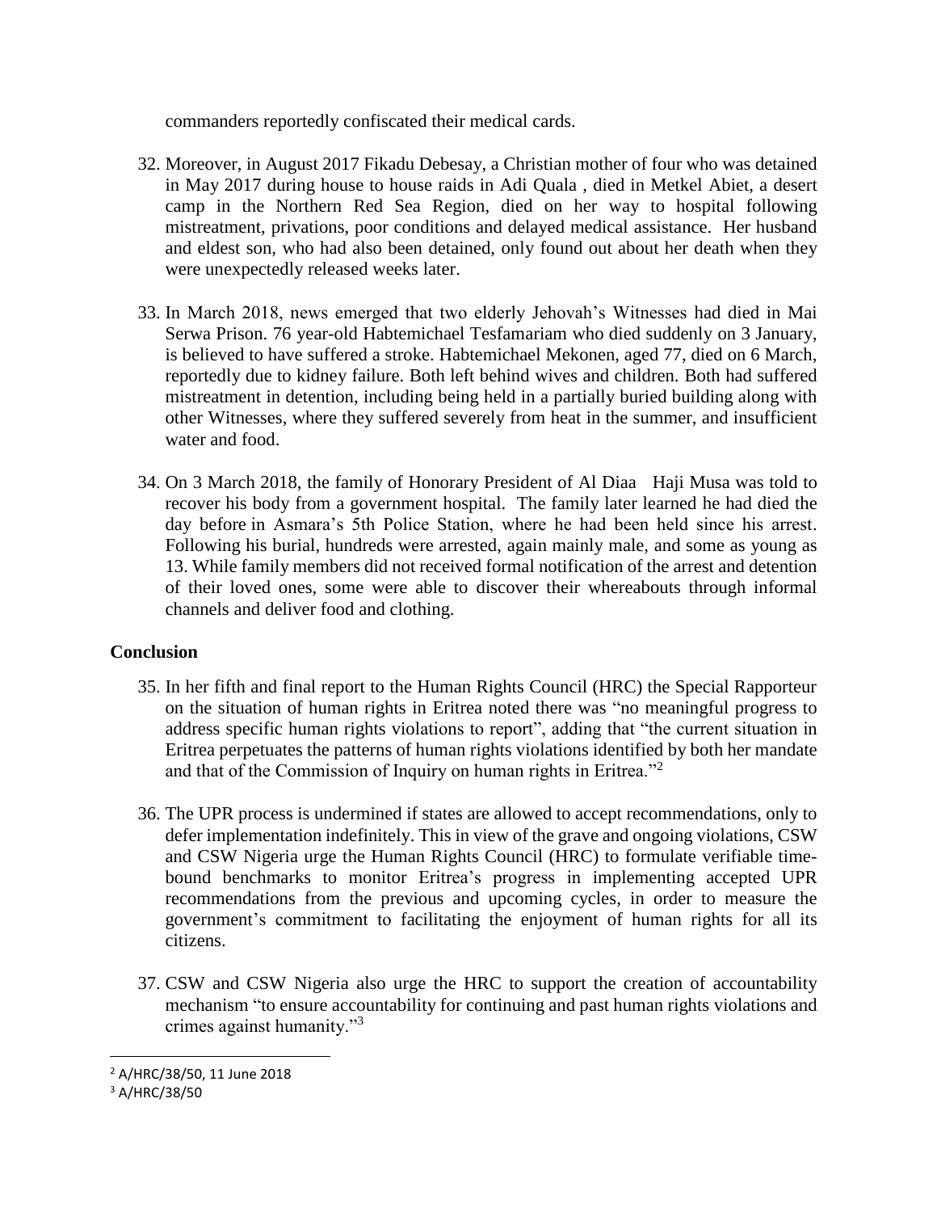commanders reportedly confiscated their medical cards.

32. Moreover, in August 2017 Fikadu Debesay, a Christian mother of four who was detained in May 2017 during house to house raids in Adi Quala , died in Metkel Abiet, a desert camp in the Northern Red Sea Region, died on her way to hospital following mistreatment, privations, poor conditions and delayed medical assistance. Her husband and eldest son, who had also been detained, only found out about her death when they were unexpectedly released weeks later.

33. In March 2018, news emerged that two elderly Jehovah's Witnesses had died in Mai Serwa Prison. 76 year-old Habtemichael Tesfamariam who died suddenly on 3 January, is believed to have suffered a stroke. Habtemichael Mekonen, aged 77, died on 6 March, reportedly due to kidney failure. Both left behind wives and children. Both had suffered mistreatment in detention, including being held in a partially buried building along with other Witnesses, where they suffered severely from heat in the summer, and insufficient water and food.

34. On 3 March 2018, the family of Honorary President of Al Diaa Haji Musa was told to recover his body from a government hospital. The family later learned he had died the day before in Asmara's 5th Police Station, where he had been held since his arrest. Following his burial, hundreds were arrested, again mainly male, and some as young as 13. While family members did not received formal notification of the arrest and detention of their loved ones, some were able to discover their whereabouts through informal channels and deliver food and clothing.

**Conclusion**

35. In her fifth and final report to the Human Rights Council (HRC) the Special Rapporteur on the situation of human rights in Eritrea noted there was "no meaningful progress to address specific human rights violations to report", adding that "the current situation in Eritrea perpetuates the patterns of human rights violations identified by both her mandate and that of the Commission of Inquiry on human rights in Eritrea."[2]

36. The UPR process is undermined if states are allowed to accept recommendations, only to defer implementation indefinitely. This in view of the grave and ongoing violations, CSW and CSW Nigeria urge the Human Rights Council (HRC) to formulate verifiable time-bound benchmarks to monitor Eritrea's progress in implementing accepted UPR recommendations from the previous and upcoming cycles, in order to measure the government's commitment to facilitating the enjoyment of human rights for all its citizens.

37. CSW and CSW Nigeria also urge the HRC to support the creation of accountability mechanism "to ensure accountability for continuing and past human rights violations and crimes against humanity."[3]

---

[2] A/HRC/38/50, 11 June 2018

[3] A/HRC/38/50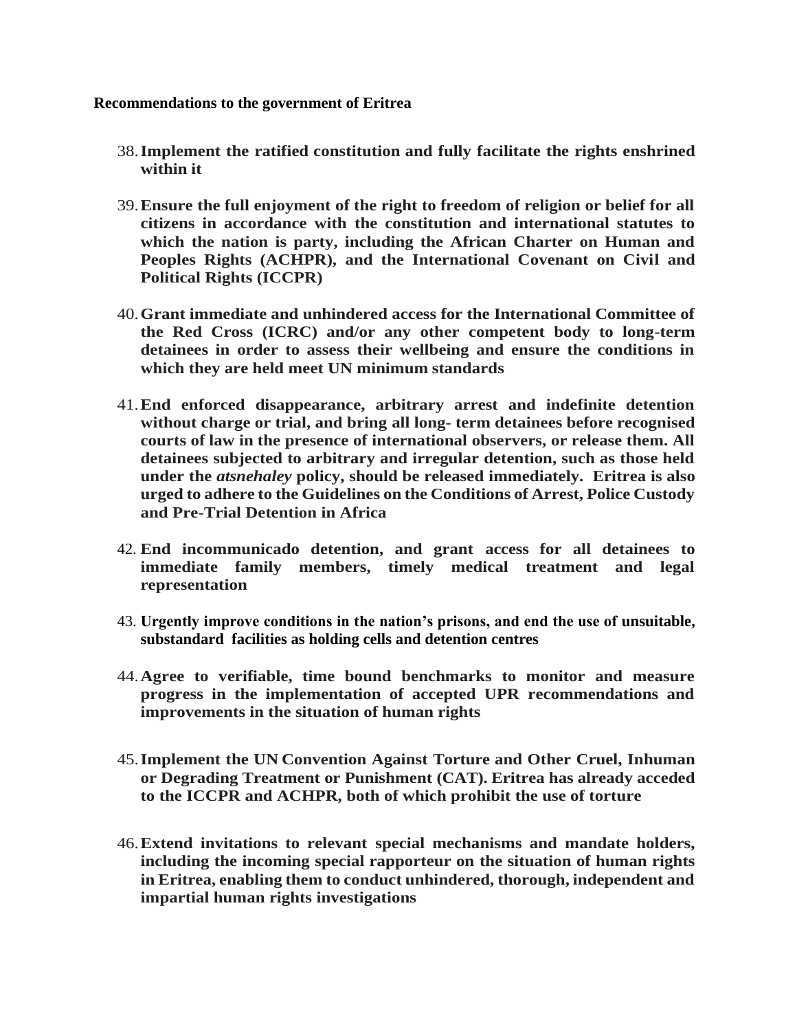**Recommendations to the government of Eritrea**

38. **Implement the ratified constitution and fully facilitate the rights enshrined within it**

39. **Ensure the full enjoyment of the right to freedom of religion or belief for all citizens in accordance with the constitution and international statutes to which the nation is party, including the African Charter on Human and Peoples Rights (ACHPR), and the International Covenant on Civil and Political Rights (ICCPR)**

40. **Grant immediate and unhindered access for the International Committee of the Red Cross (ICRC) and/or any other competent body to long-term detainees in order to assess their wellbeing and ensure the conditions in which they are held meet UN minimum standards**

41. **End enforced disappearance, arbitrary arrest and indefinite detention without charge or trial, and bring all long- term detainees before recognised courts of law in the presence of international observers, or release them. All detainees subjected to arbitrary and irregular detention, such as those held under the *atsnehaley* policy, should be released immediately. Eritrea is also urged to adhere to the Guidelines on the Conditions of Arrest, Police Custody and Pre-Trial Detention in Africa**

42. **End incommunicado detention, and grant access for all detainees to immediate family members, timely medical treatment and legal representation**

43. **Urgently improve conditions in the nation's prisons, and end the use of unsuitable, substandard facilities as holding cells and detention centres**

44. **Agree to verifiable, time bound benchmarks to monitor and measure progress in the implementation of accepted UPR recommendations and improvements in the situation of human rights**

45. **Implement the UN Convention Against Torture and Other Cruel, Inhuman or Degrading Treatment or Punishment (CAT). Eritrea has already acceded to the ICCPR and ACHPR, both of which prohibit the use of torture**

46. **Extend invitations to relevant special mechanisms and mandate holders, including the incoming special rapporteur on the situation of human rights in Eritrea, enabling them to conduct unhindered, thorough, independent and impartial human rights investigations**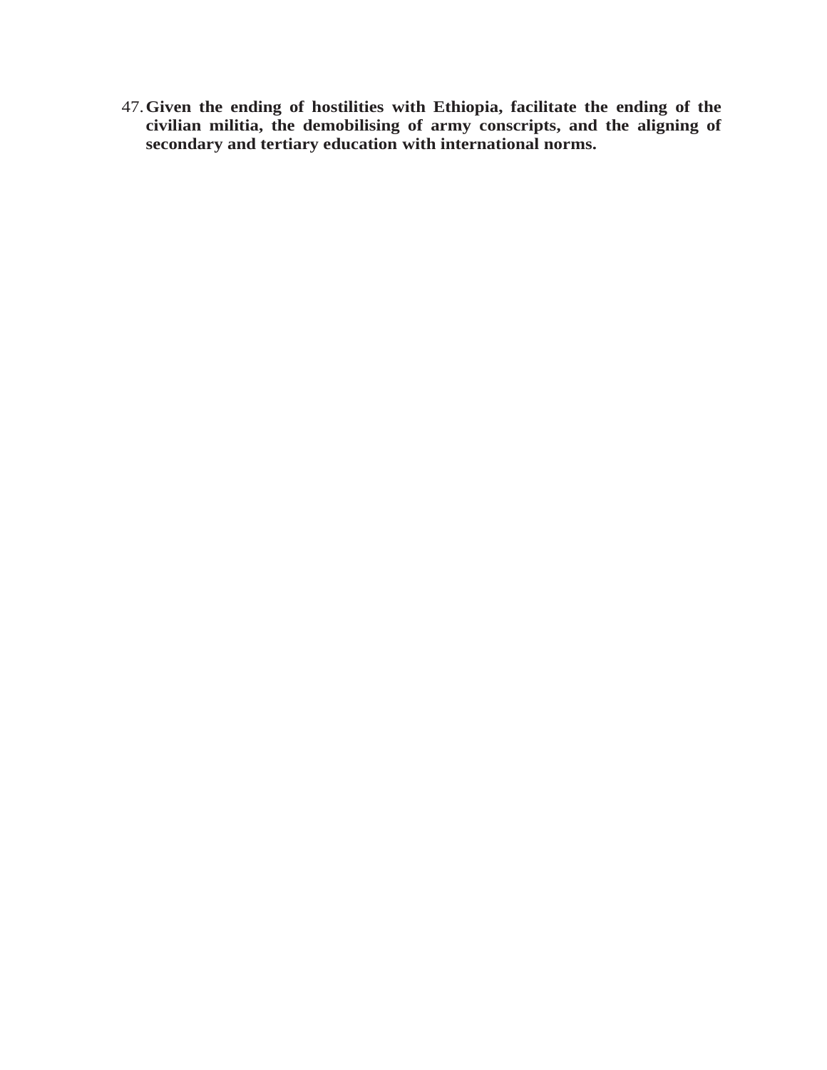47. **Given the ending of hostilities with Ethiopia, facilitate the ending of the civilian militia, the demobilising of army conscripts, and the aligning of secondary and tertiary education with international norms.**